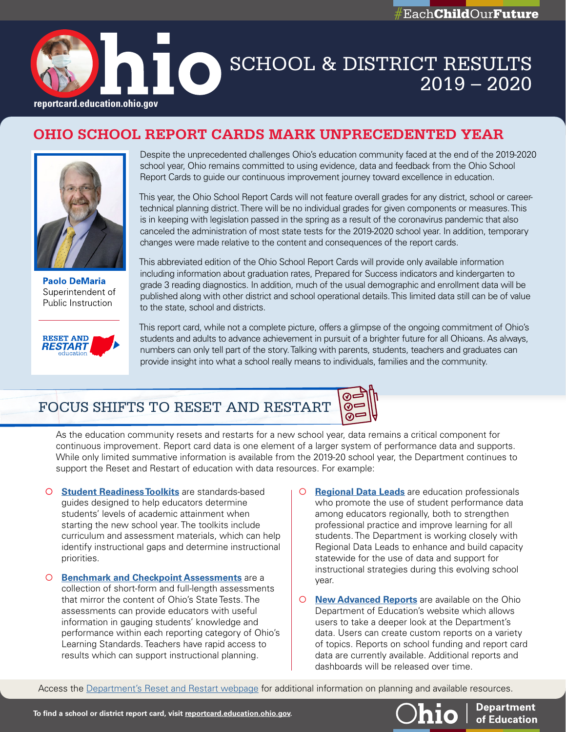#EachChildOurFuture

# Ohio SCHOOL & DISTRICT RESULTS 2019 – 2020

reportcard.education.ohio.gov

## OHIO SCHOOL REPORT CARDS MARK UNPRECEDENTED YEAR

**Paolo DeMaria**
Superintendent of Public Instruction

RESET AND RESTART education

Despite the unprecedented challenges Ohio's education community faced at the end of the 2019-2020 school year, Ohio remains committed to using evidence, data and feedback from the Ohio School Report Cards to guide our continuous improvement journey toward excellence in education.

This year, the Ohio School Report Cards will not feature overall grades for any district, school or career-technical planning district. There will be no individual grades for given components or measures. This is in keeping with legislation passed in the spring as a result of the coronavirus pandemic that also canceled the administration of most state tests for the 2019-2020 school year. In addition, temporary changes were made relative to the content and consequences of the report cards.

This abbreviated edition of the Ohio School Report Cards will provide only available information including information about graduation rates, Prepared for Success indicators and kindergarten to grade 3 reading diagnostics. In addition, much of the usual demographic and enrollment data will be published along with other district and school operational details. This limited data still can be of value to the state, school and districts.

This report card, while not a complete picture, offers a glimpse of the ongoing commitment of Ohio's students and adults to advance achievement in pursuit of a brighter future for all Ohioans. As always, numbers can only tell part of the story. Talking with parents, students, teachers and graduates can provide insight into what a school really means to individuals, families and the community.

## FOCUS SHIFTS TO RESET AND RESTART

As the education community resets and restarts for a new school year, data remains a critical component for continuous improvement. Report card data is one element of a larger system of performance data and supports. While only limited summative information is available from the 2019-20 school year, the Department continues to support the Reset and Restart of education with data resources. For example:

- **Student Readiness Toolkits** are standards-based guides designed to help educators determine students' levels of academic attainment when starting the new school year. The toolkits include curriculum and assessment materials, which can help identify instructional gaps and determine instructional priorities.
- **Benchmark and Checkpoint Assessments** are a collection of short-form and full-length assessments that mirror the content of Ohio's State Tests. The assessments can provide educators with useful information in gauging students' knowledge and performance within each reporting category of Ohio's Learning Standards. Teachers have rapid access to results which can support instructional planning.
- **Regional Data Leads** are education professionals who promote the use of student performance data among educators regionally, both to strengthen professional practice and improve learning for all students. The Department is working closely with Regional Data Leads to enhance and build capacity statewide for the use of data and support for instructional strategies during this evolving school year.
- **New Advanced Reports** are available on the Ohio Department of Education's website which allows users to take a deeper look at the Department's data. Users can create custom reports on a variety of topics. Reports on school funding and report card data are currently available. Additional reports and dashboards will be released over time.

Access the Department's Reset and Restart webpage for additional information on planning and available resources.

To find a school or district report card, visit reportcard.education.ohio.gov.

Ohio | Department of Education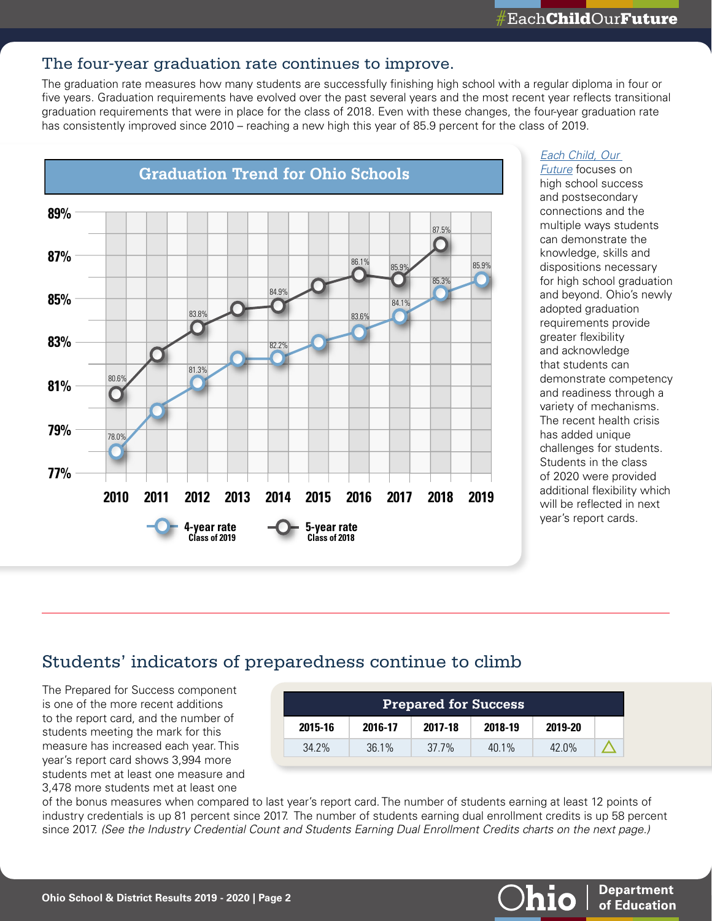## The four-year graduation rate continues to improve.

The graduation rate measures how many students are successfully finishing high school with a regular diploma in four or five years. Graduation requirements have evolved over the past several years and the most recent year reflects transitional graduation requirements that were in place for the class of 2018. Even with these changes, the four-year graduation rate has consistently improved since 2010 – reaching a new high this year of 85.9 percent for the class of 2019.

**Graduation Trend for Ohio Schools**

| Year | 4-year rate (Class of 2019) | 5-year rate (Class of 2018) |
|---|---|---|
| 2010 | 78.0% | 80.6% |
| 2011 | | |
| 2012 | 81.3% | 83.8% |
| 2013 | | |
| 2014 | 82.2% | 84.9% |
| 2015 | | |
| 2016 | 83.6% | 86.1% |
| 2017 | 84.1% | 85.9% |
| 2018 | 85.3% | 87.5% |
| 2019 | 85.9% | |

*Each Child, Our Future* focuses on high school success and postsecondary connections and the multiple ways students can demonstrate the knowledge, skills and dispositions necessary for high school graduation and beyond. Ohio's newly adopted graduation requirements provide greater flexibility and acknowledge that students can demonstrate competency and readiness through a variety of mechanisms. The recent health crisis has added unique challenges for students. Students in the class of 2020 were provided additional flexibility which will be reflected in next year's report cards.

## Students' indicators of preparedness continue to climb

The Prepared for Success component is one of the more recent additions to the report card, and the number of students meeting the mark for this measure has increased each year. This year's report card shows 3,994 more students met at least one measure and 3,478 more students met at least one of the bonus measures when compared to last year's report card. The number of students earning at least 12 points of industry credentials is up 81 percent since 2017. The number of students earning dual enrollment credits is up 58 percent since 2017. *(See the Industry Credential Count and Students Earning Dual Enrollment Credits charts on the next page.)*

**Prepared for Success**

| 2015-16 | 2016-17 | 2017-18 | 2018-19 | 2019-20 | |
|---|---|---|---|---|---|
| 34.2% | 36.1% | 37.7% | 40.1% | 42.0% | △ |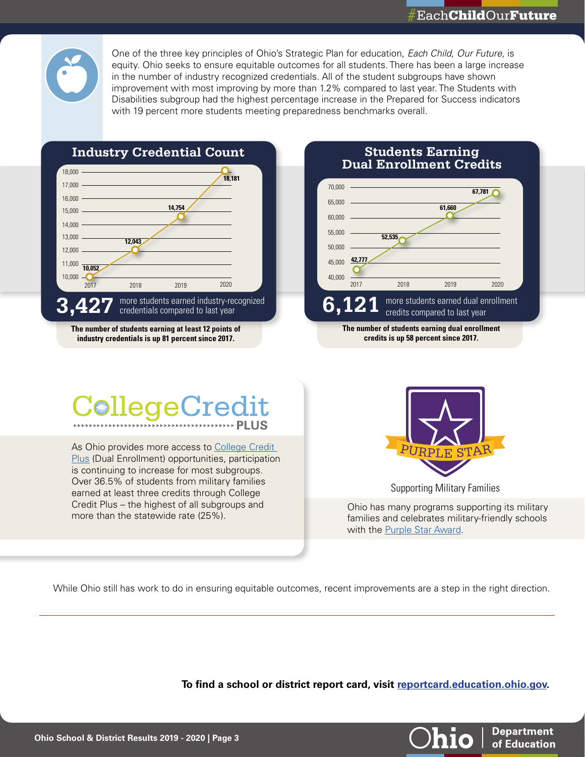One of the three key principles of Ohio's Strategic Plan for education, *Each Child, Our Future,* is equity. Ohio seeks to ensure equitable outcomes for all students. There has been a large increase in the number of industry recognized credentials. All of the student subgroups have shown improvement with most improving by more than 1.2% compared to last year. The Students with Disabilities subgroup had the highest percentage increase in the Prepared for Success indicators with 19 percent more students meeting preparedness benchmarks overall.

## Industry Credential Count

18,000
17,000
16,000
15,000
14,000
13,000
12,000
11,000
10,000

2017 2018 2019 2020

10,052
12,043
14,754
18,181

**3,427** more students earned industry-recognized credentials compared to last year

**The number of students earning at least 12 points of industry credentials is up 81 percent since 2017.**

## Students Earning Dual Enrollment Credits

70,000
65,000
60,000
55,000
50,000
45,000
40,000

2017 2018 2019 2020

42,777
52,535
61,660
67,781

**6,121** more students earned dual enrollment credits compared to last year

**The number of students earning dual enrollment credits is up 58 percent since 2017.**

## CollegeCredit PLUS

As Ohio provides more access to College Credit Plus (Dual Enrollment) opportunities, participation is continuing to increase for most subgroups. Over 36.5% of students from military families earned at least three credits through College Credit Plus – the highest of all subgroups and more than the statewide rate (25%).

## PURPLE STAR

Supporting Military Families

Ohio has many programs supporting its military families and celebrates military-friendly schools with the Purple Star Award.

While Ohio still has work to do in ensuring equitable outcomes, recent improvements are a step in the right direction.

**To find a school or district report card, visit reportcard.education.ohio.gov.**